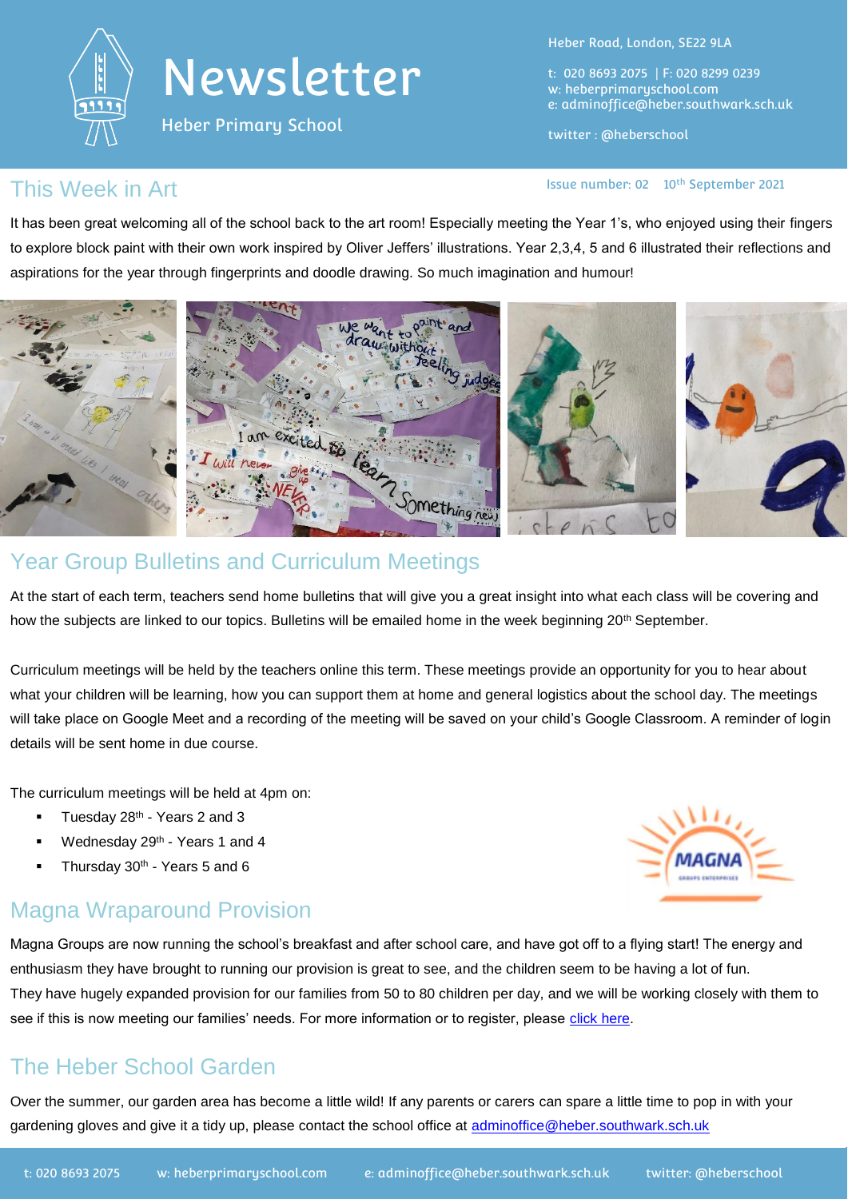# Newsletter

Heber Primary School

Heber Road, London, SE22 9LA

t: 020 8693 2075 | F: 020 8299 0239
w: heberprimaryschool.com
e: adminoffice@heber.southwark.sch.uk

twitter : @heberschool

Issue number: 02 10th September 2021

## This Week in Art

It has been great welcoming all of the school back to the art room! Especially meeting the Year 1's, who enjoyed using their fingers to explore block paint with their own work inspired by Oliver Jeffers' illustrations. Year 2,3,4, 5 and 6 illustrated their reflections and aspirations for the year through fingerprints and doodle drawing. So much imagination and humour!

## Year Group Bulletins and Curriculum Meetings

At the start of each term, teachers send home bulletins that will give you a great insight into what each class will be covering and how the subjects are linked to our topics. Bulletins will be emailed home in the week beginning 20th September.

Curriculum meetings will be held by the teachers online this term. These meetings provide an opportunity for you to hear about what your children will be learning, how you can support them at home and general logistics about the school day. The meetings will take place on Google Meet and a recording of the meeting will be saved on your child's Google Classroom. A reminder of login details will be sent home in due course.

The curriculum meetings will be held at 4pm on:

- Tuesday 28th - Years 2 and 3
- Wednesday 29th - Years 1 and 4
- Thursday 30th - Years 5 and 6

## Magna Wraparound Provision

Magna Groups are now running the school's breakfast and after school care, and have got off to a flying start! The energy and enthusiasm they have brought to running our provision is great to see, and the children seem to be having a lot of fun. They have hugely expanded provision for our families from 50 to 80 children per day, and we will be working closely with them to see if this is now meeting our families' needs. For more information or to register, please click here.

## The Heber School Garden

Over the summer, our garden area has become a little wild! If any parents or carers can spare a little time to pop in with your gardening gloves and give it a tidy up, please contact the school office at adminoffice@heber.southwark.sch.uk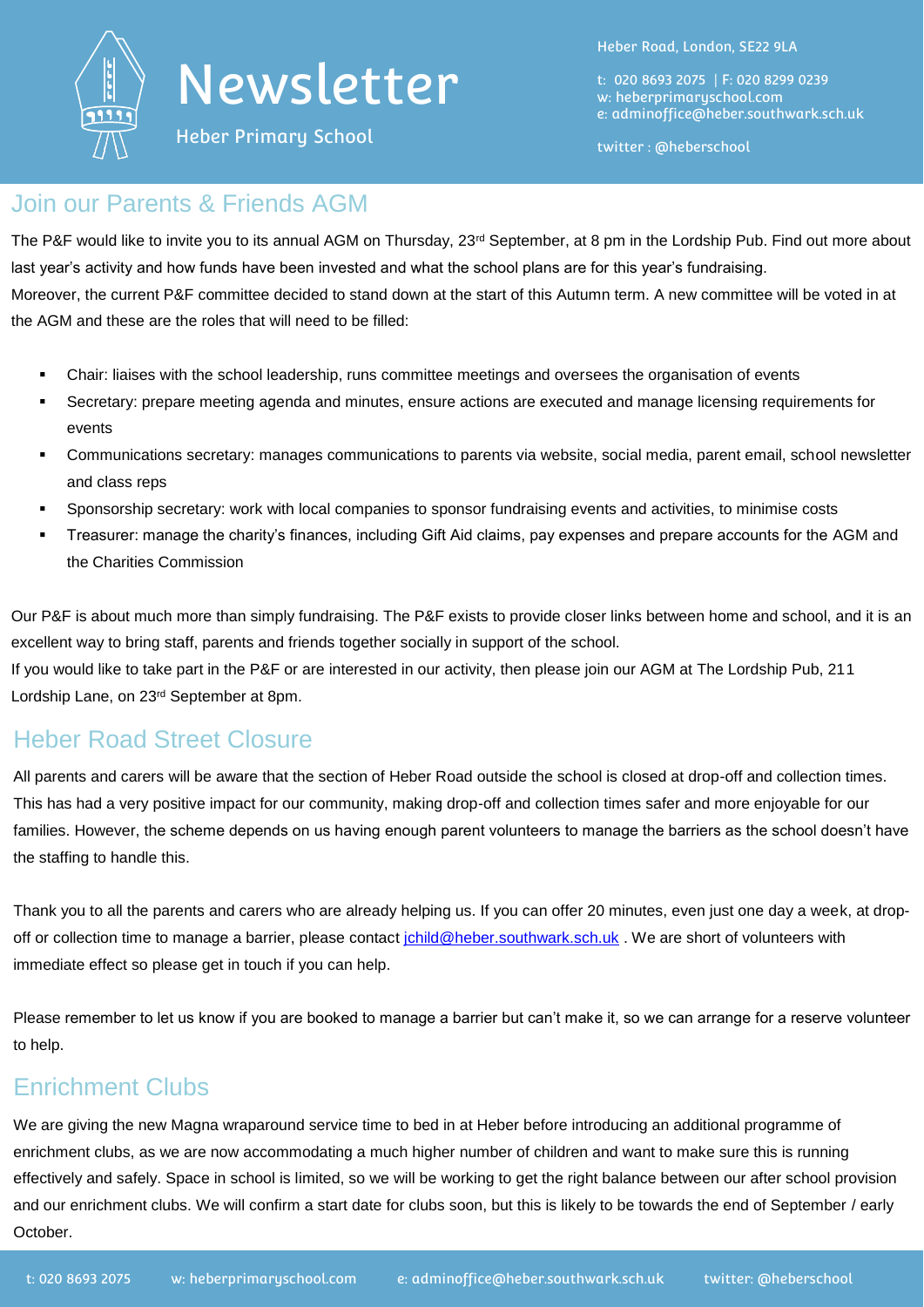## Join our Parents & Friends AGM

The P&F would like to invite you to its annual AGM on Thursday, 23rd September, at 8 pm in the Lordship Pub. Find out more about last year's activity and how funds have been invested and what the school plans are for this year's fundraising.

Moreover, the current P&F committee decided to stand down at the start of this Autumn term. A new committee will be voted in at the AGM and these are the roles that will need to be filled:

- Chair: liaises with the school leadership, runs committee meetings and oversees the organisation of events
- Secretary: prepare meeting agenda and minutes, ensure actions are executed and manage licensing requirements for events
- Communications secretary: manages communications to parents via website, social media, parent email, school newsletter and class reps
- Sponsorship secretary: work with local companies to sponsor fundraising events and activities, to minimise costs
- Treasurer: manage the charity's finances, including Gift Aid claims, pay expenses and prepare accounts for the AGM and the Charities Commission

Our P&F is about much more than simply fundraising. The P&F exists to provide closer links between home and school, and it is an excellent way to bring staff, parents and friends together socially in support of the school.

If you would like to take part in the P&F or are interested in our activity, then please join our AGM at The Lordship Pub, 211 Lordship Lane, on 23rd September at 8pm.

## Heber Road Street Closure

All parents and carers will be aware that the section of Heber Road outside the school is closed at drop-off and collection times. This has had a very positive impact for our community, making drop-off and collection times safer and more enjoyable for our families. However, the scheme depends on us having enough parent volunteers to manage the barriers as the school doesn't have the staffing to handle this.

Thank you to all the parents and carers who are already helping us. If you can offer 20 minutes, even just one day a week, at drop-off or collection time to manage a barrier, please contact jchild@heber.southwark.sch.uk . We are short of volunteers with immediate effect so please get in touch if you can help.

Please remember to let us know if you are booked to manage a barrier but can't make it, so we can arrange for a reserve volunteer to help.

## Enrichment Clubs

We are giving the new Magna wraparound service time to bed in at Heber before introducing an additional programme of enrichment clubs, as we are now accommodating a much higher number of children and want to make sure this is running effectively and safely. Space in school is limited, so we will be working to get the right balance between our after school provision and our enrichment clubs. We will confirm a start date for clubs soon, but this is likely to be towards the end of September / early October.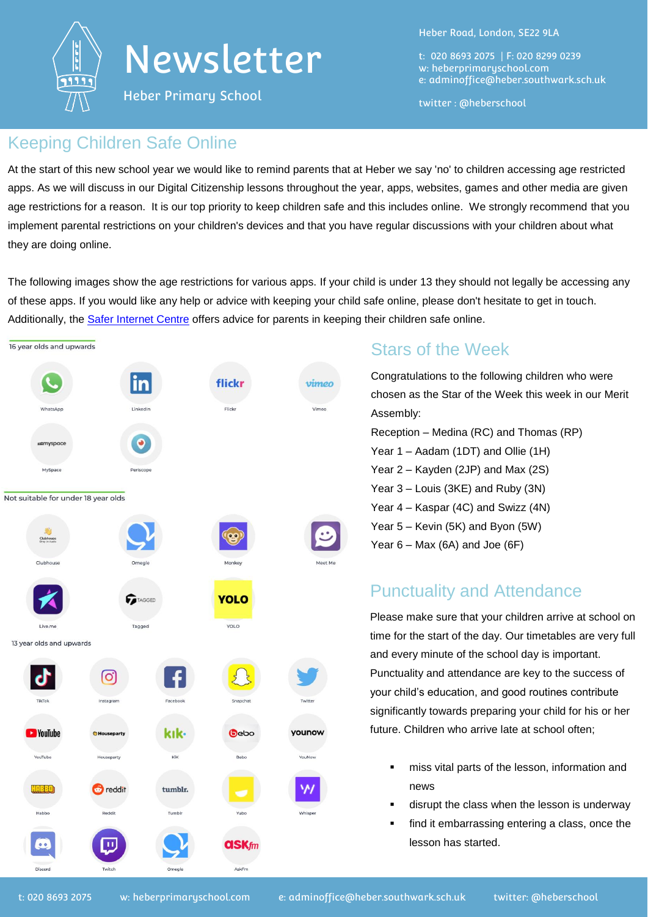# Newsletter

Heber Primary School

Heber Road, London, SE22 9LA

t: 020 8693 2075 | F: 020 8299 0239
w: heberprimaryschool.com
e: adminoffice@heber.southwark.sch.uk

twitter : @heberschool

## Keeping Children Safe Online

At the start of this new school year we would like to remind parents that at Heber we say 'no' to children accessing age restricted apps. As we will discuss in our Digital Citizenship lessons throughout the year, apps, websites, games and other media are given age restrictions for a reason. It is our top priority to keep children safe and this includes online. We strongly recommend that you implement parental restrictions on your children's devices and that you have regular discussions with your children about what they are doing online.

The following images show the age restrictions for various apps. If your child is under 13 they should not legally be accessing any of these apps. If you would like any help or advice with keeping your child safe online, please don't hesitate to get in touch. Additionally, the [Safer Internet Centre] offers advice for parents in keeping their children safe online.

16 year olds and upwards

WhatsApp, LinkedIn, Flickr, Vimeo, MySpace, Periscope

Not suitable for under 18 year olds

Clubhouse, Omegle, Monkey, Meet Me, Live.me, Tagged, YOLO

13 year olds and upwards

TikTok, Instagram, Facebook, Snapchat, Twitter, YouTube, Houseparty, Kik, Bebo, YouNow, Habbo, Reddit, Tumblr, Yubo, Whisper, Discord, Twitch, Omegle, AskFm

## Stars of the Week

Congratulations to the following children who were chosen as the Star of the Week this week in our Merit Assembly:

Reception – Medina (RC) and Thomas (RP)
Year 1 – Aadam (1DT) and Ollie (1H)
Year 2 – Kayden (2JP) and Max (2S)
Year 3 – Louis (3KE) and Ruby (3N)
Year 4 – Kaspar (4C) and Swizz (4N)
Year 5 – Kevin (5K) and Byon (5W)
Year 6 – Max (6A) and Joe (6F)

## Punctuality and Attendance

Please make sure that your children arrive at school on time for the start of the day. Our timetables are very full and every minute of the school day is important. Punctuality and attendance are key to the success of your child's education, and good routines contribute significantly towards preparing your child for his or her future. Children who arrive late at school often;

- miss vital parts of the lesson, information and news
- disrupt the class when the lesson is underway
- find it embarrassing entering a class, once the lesson has started.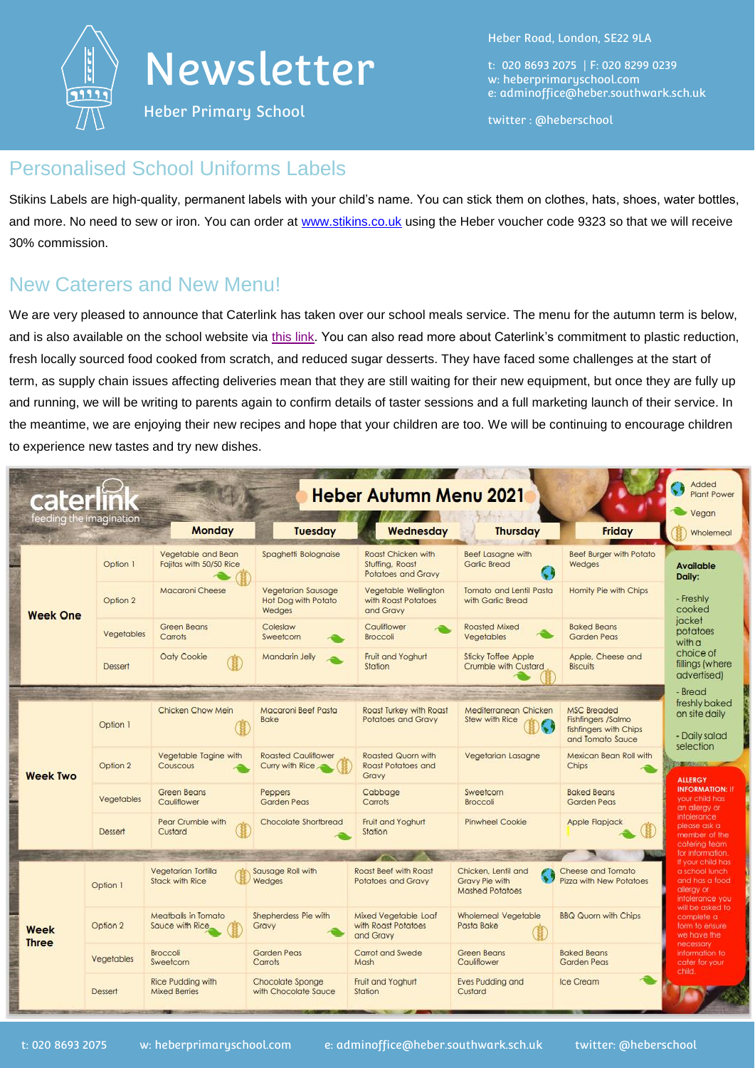# Newsletter

Heber Primary School

Heber Road, London, SE22 9LA

t: 020 8693 2075 | F: 020 8299 0239
w: heberprimaryschool.com
e: adminoffice@heber.southwark.sch.uk

twitter : @heberschool

## Personalised School Uniforms Labels

Stikins Labels are high-quality, permanent labels with your child's name. You can stick them on clothes, hats, shoes, water bottles, and more. No need to sew or iron. You can order at www.stikins.co.uk using the Heber voucher code 9323 so that we will receive 30% commission.

## New Caterers and New Menu!

We are very pleased to announce that Caterlink has taken over our school meals service. The menu for the autumn term is below, and is also available on the school website via this link. You can also read more about Caterlink's commitment to plastic reduction, fresh locally sourced food cooked from scratch, and reduced sugar desserts. They have faced some challenges at the start of term, as supply chain issues affecting deliveries mean that they are still waiting for their new equipment, but once they are fully up and running, we will be writing to parents again to confirm details of taster sessions and a full marketing launch of their service. In the meantime, we are enjoying their new recipes and hope that your children are too. We will be continuing to encourage children to experience new tastes and try new dishes.

### caterlink – feeding the imagination

### Heber Autumn Menu 2021

Key: Added Plant Power | Vegan | Wholemeal

| | | Monday | Tuesday | Wednesday | Thursday | Friday |
|---|---|---|---|---|---|---|
| **Week One** | Option 1 | Vegetable and Bean Fajitas with 50/50 Rice | Spaghetti Bolognaise | Roast Chicken with Stuffing, Roast Potatoes and Gravy | Beef Lasagne with Garlic Bread | Beef Burger with Potato Wedges |
| | Option 2 | Macaroni Cheese | Vegetarian Sausage Hot Dog with Potato Wedges | Vegetable Wellington with Roast Potatoes and Gravy | Tomato and Lentil Pasta with Garlic Bread | Homity Pie with Chips |
| | Vegetables | Green Beans Carrots | Coleslaw Sweetcorn | Cauliflower Broccoli | Roasted Mixed Vegetables | Baked Beans Garden Peas |
| | Dessert | Oaty Cookie | Mandarin Jelly | Fruit and Yoghurt Station | Sticky Toffee Apple Crumble with Custard | Apple, Cheese and Biscuits |
| **Week Two** | Option 1 | Chicken Chow Mein | Macaroni Beef Pasta Bake | Roast Turkey with Roast Potatoes and Gravy | Mediterranean Chicken Stew with Rice | MSC Breaded Fishfingers /Salmo fishfingers with Chips and Tomato Sauce |
| | Option 2 | Vegetable Tagine with Couscous | Roasted Cauliflower Curry with Rice | Roasted Quorn with Roast Potatoes and Gravy | Vegetarian Lasagne | Mexican Bean Roll with Chips |
| | Vegetables | Green Beans Cauliflower | Peppers Garden Peas | Cabbage Carrots | Sweetcorn Broccoli | Baked Beans Garden Peas |
| | Dessert | Pear Crumble with Custard | Chocolate Shortbread | Fruit and Yoghurt Station | Pinwheel Cookie | Apple Flapjack |
| **Week Three** | Option 1 | Vegetarian Tortilla Stack with Rice | Sausage Roll with Wedges | Roast Beef with Roast Potatoes and Gravy | Chicken, Lentil and Gravy Pie with Mashed Potatoes | Cheese and Tomato Pizza with New Potatoes |
| | Option 2 | Meatballs in Tomato Sauce with Rice | Shepherdess Pie with Gravy | Mixed Vegetable Loaf with Roast Potatoes and Gravy | Wholemeal Vegetable Pasta Bake | BBQ Quorn with Chips |
| | Vegetables | Broccoli Sweetcorn | Garden Peas Carrots | Carrot and Swede Mash | Green Beans Cauliflower | Baked Beans Garden Peas |
| | Dessert | Rice Pudding with Mixed Berries | Chocolate Sponge with Chocolate Sauce | Fruit and Yoghurt Station | Eves Pudding and Custard | Ice Cream |

**Available Daily:**

- Freshly cooked jacket potatoes with a choice of fillings (where advertised)
- Bread freshly baked on site daily
- Daily salad selection

**ALLERGY INFORMATION:** If your child has an allergy or intolerance please ask a member of the catering team for information. If your child has a school lunch and has a food allergy or intolerance you will be asked to complete a form to ensure we have the necessary information to cater for your child.

t: 020 8693 2075 w: heberprimaryschool.com e: adminoffice@heber.southwark.sch.uk twitter: @heberschool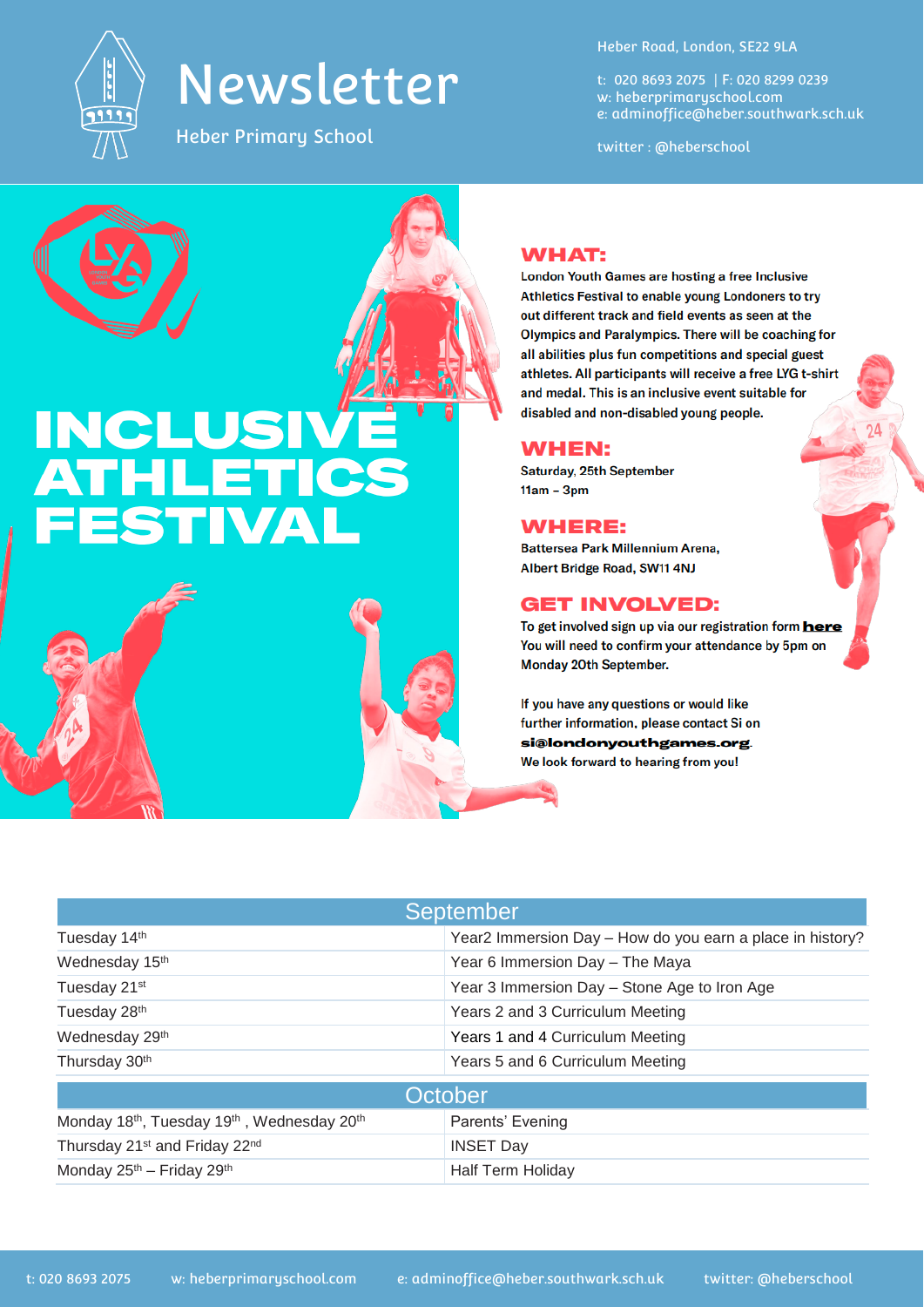# Newsletter

Heber Primary School

Heber Road, London, SE22 9LA

t: 020 8693 2075 | F: 020 8299 0239
w: heberprimaryschool.com
e: adminoffice@heber.southwark.sch.uk

twitter : @heberschool

## INCLUSIVE ATHLETICS FESTIVAL

### WHAT:

London Youth Games are hosting a free Inclusive Athletics Festival to enable young Londoners to try out different track and field events as seen at the Olympics and Paralympics. There will be coaching for all abilities plus fun competitions and special guest athletes. All participants will receive a free LYG t-shirt and medal. This is an inclusive event suitable for disabled and non-disabled young people.

### WHEN:

Saturday, 25th September
11am – 3pm

### WHERE:

Battersea Park Millennium Arena,
Albert Bridge Road, SW11 4NJ

### GET INVOLVED:

To get involved sign up via our registration form **here**
You will need to confirm your attendance by 5pm on Monday 20th September.

If you have any questions or would like further information, please contact Si on **si@londonyouthgames.org**.
We look forward to hearing from you!

| September | |
|---|---|
| Tuesday 14th | Year2 Immersion Day – How do you earn a place in history? |
| Wednesday 15th | Year 6 Immersion Day – The Maya |
| Tuesday 21st | Year 3 Immersion Day – Stone Age to Iron Age |
| Tuesday 28th | Years 2 and 3 Curriculum Meeting |
| Wednesday 29th | Years 1 and 4 Curriculum Meeting |
| Thursday 30th | Years 5 and 6 Curriculum Meeting |

| October | |
|---|---|
| Monday 18th, Tuesday 19th , Wednesday 20th | Parents' Evening |
| Thursday 21st and Friday 22nd | INSET Day |
| Monday 25th – Friday 29th | Half Term Holiday |

t: 020 8693 2075 w: heberprimaryschool.com e: adminoffice@heber.southwark.sch.uk twitter: @heberschool